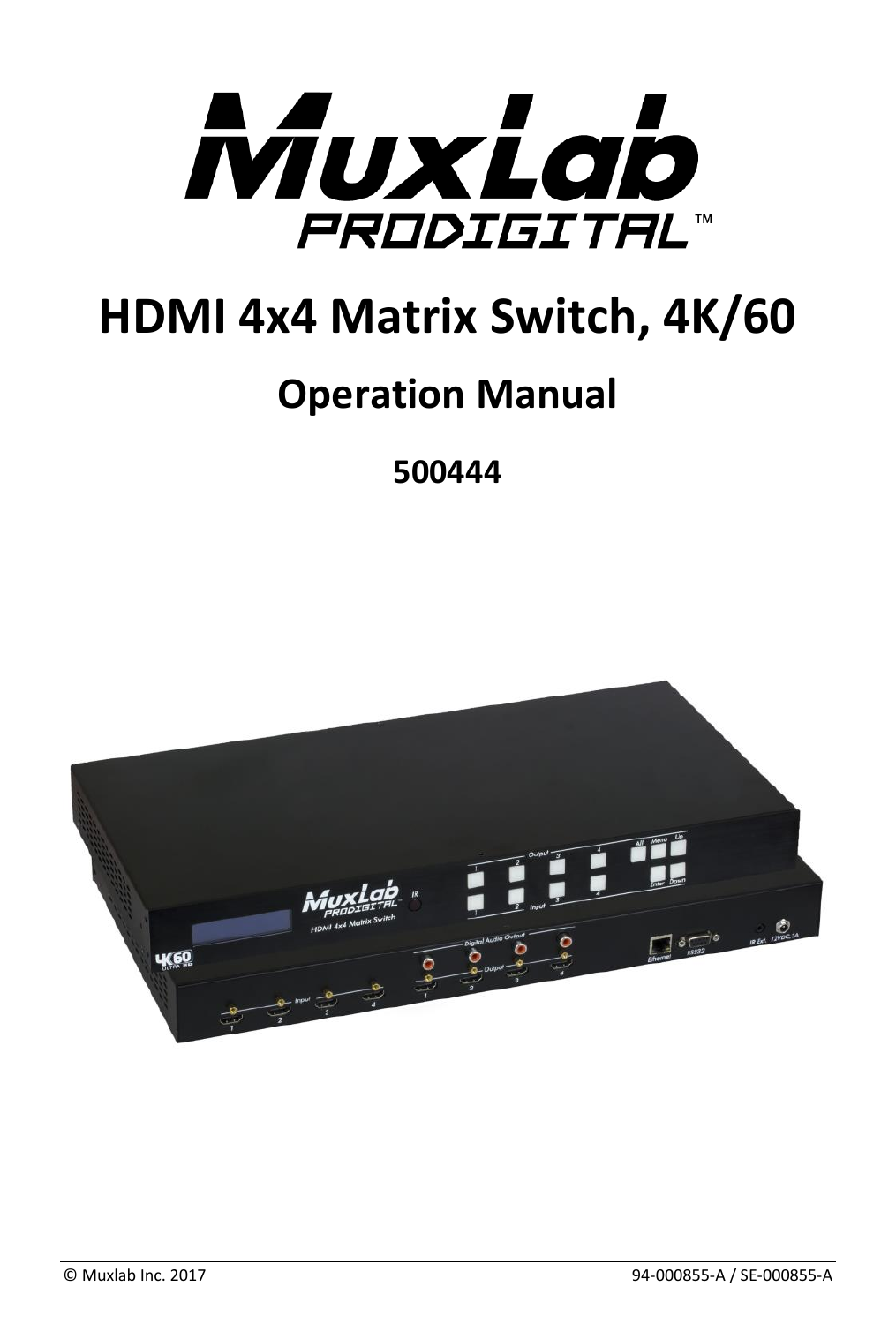# HDMI 4x4 Matrix Switch, 4K/60

## Operation Manual

**500444**

© Muxlab Inc. 2017

94-000855-A / SE-000855-A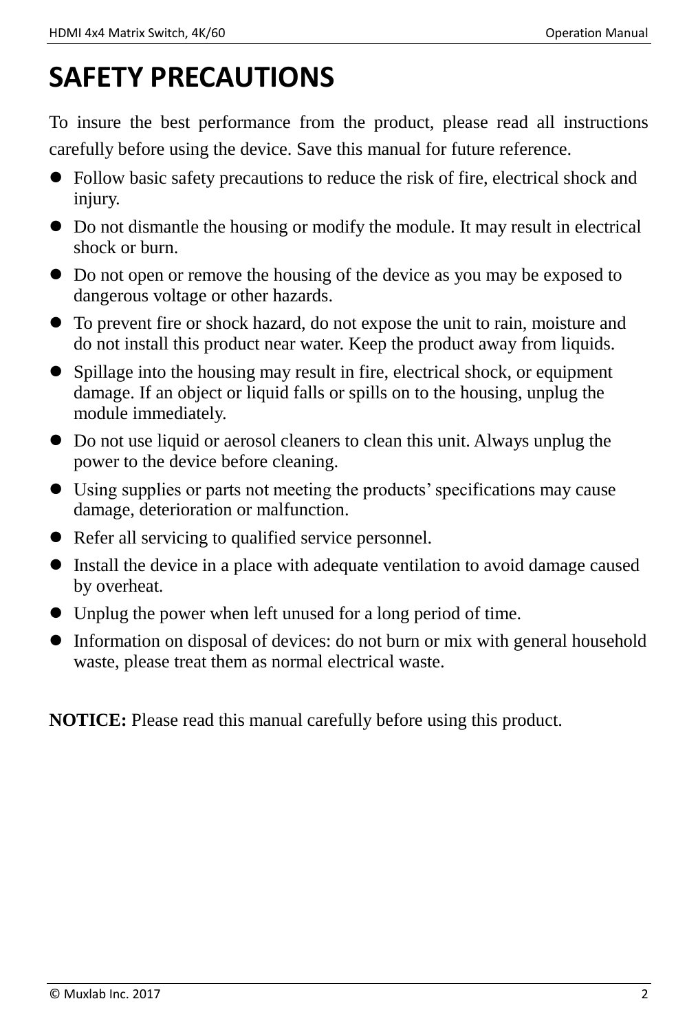# SAFETY PRECAUTIONS

To insure the best performance from the product, please read all instructions carefully before using the device. Save this manual for future reference.

- Follow basic safety precautions to reduce the risk of fire, electrical shock and injury.
- Do not dismantle the housing or modify the module. It may result in electrical shock or burn.
- Do not open or remove the housing of the device as you may be exposed to dangerous voltage or other hazards.
- To prevent fire or shock hazard, do not expose the unit to rain, moisture and do not install this product near water. Keep the product away from liquids.
- Spillage into the housing may result in fire, electrical shock, or equipment damage. If an object or liquid falls or spills on to the housing, unplug the module immediately.
- Do not use liquid or aerosol cleaners to clean this unit. Always unplug the power to the device before cleaning.
- Using supplies or parts not meeting the products' specifications may cause damage, deterioration or malfunction.
- Refer all servicing to qualified service personnel.
- Install the device in a place with adequate ventilation to avoid damage caused by overheat.
- Unplug the power when left unused for a long period of time.
- Information on disposal of devices: do not burn or mix with general household waste, please treat them as normal electrical waste.

**NOTICE:** Please read this manual carefully before using this product.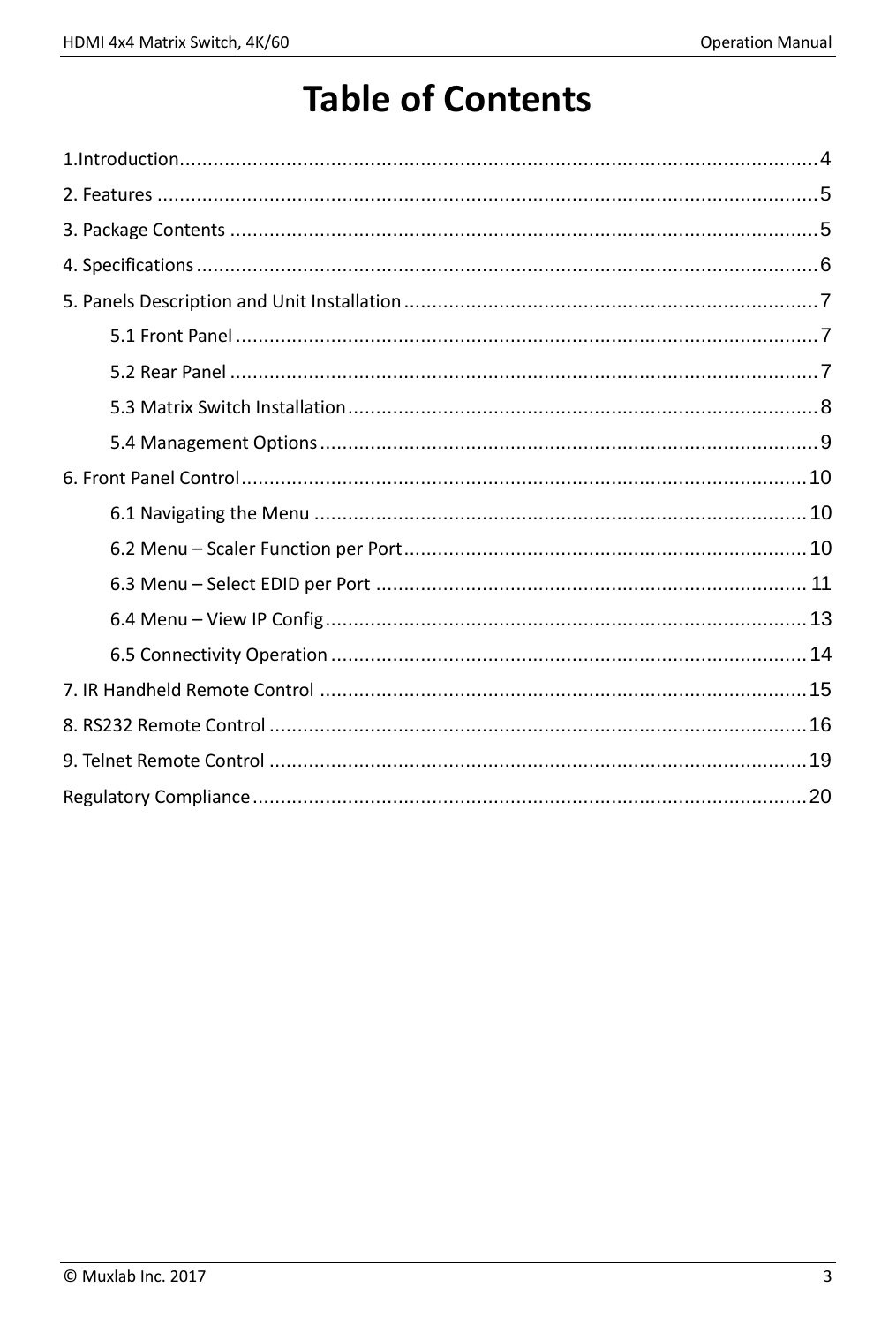# Table of Contents

1.Introduction....................................................................................................................4

2. Features .......................................................................................................................5

3. Package Contents ..........................................................................................................5

4. Specifications ...............................................................................................................6

5. Panels Description and Unit Installation ..........................................................................7

  5.1 Front Panel .........................................................................................................7

  5.2 Rear Panel ..........................................................................................................7

  5.3 Matrix Switch Installation ....................................................................................8

  5.4 Management Options ..........................................................................................9

6. Front Panel Control .....................................................................................................10

  6.1 Navigating the Menu .........................................................................................10

  6.2 Menu – Scaler Function per Port .........................................................................10

  6.3 Menu – Select EDID per Port ..............................................................................11

  6.4 Menu – View IP Config ......................................................................................13

  6.5 Connectivity Operation ......................................................................................14

7. IR Handheld Remote Control .......................................................................................15

8. RS232 Remote Control ................................................................................................16

9. Telnet Remote Control ................................................................................................19

Regulatory Compliance ....................................................................................................20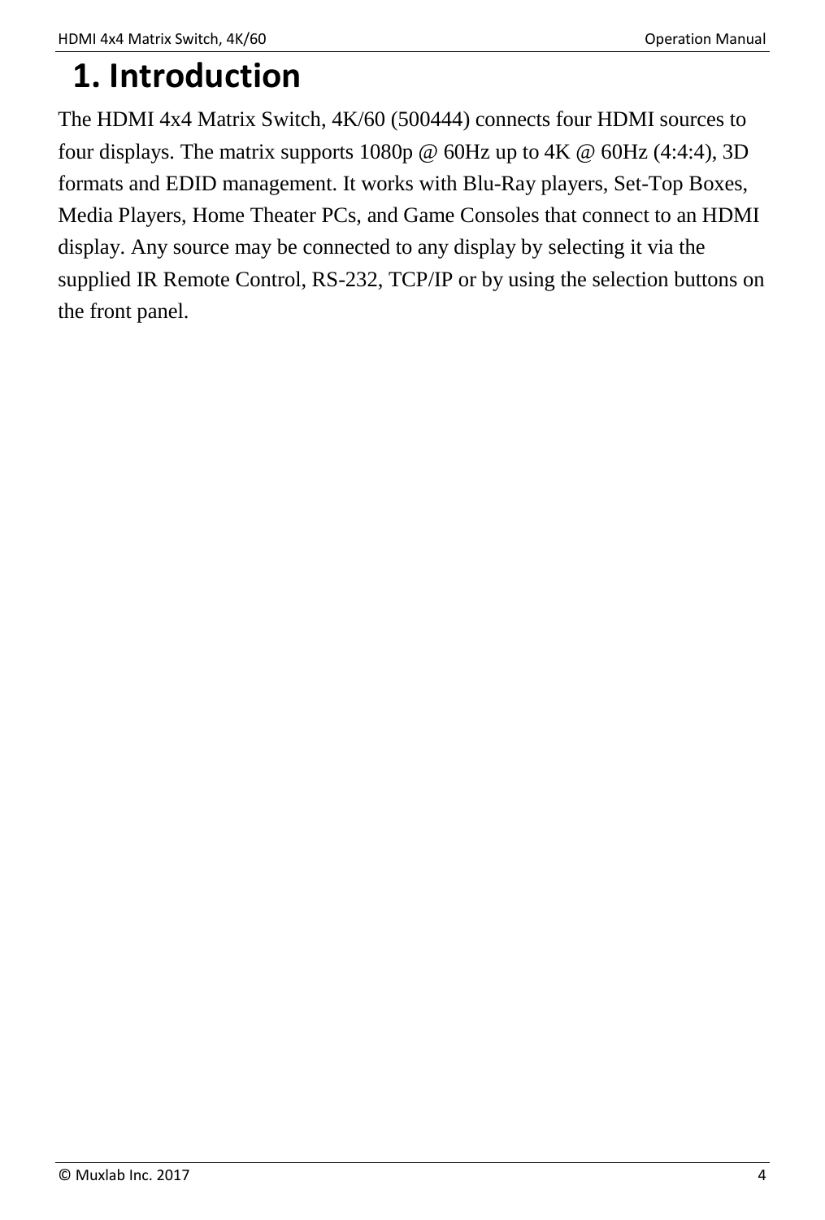# 1. Introduction

The HDMI 4x4 Matrix Switch, 4K/60 (500444) connects four HDMI sources to four displays. The matrix supports 1080p @ 60Hz up to 4K @ 60Hz (4:4:4), 3D formats and EDID management. It works with Blu-Ray players, Set-Top Boxes, Media Players, Home Theater PCs, and Game Consoles that connect to an HDMI display. Any source may be connected to any display by selecting it via the supplied IR Remote Control, RS-232, TCP/IP or by using the selection buttons on the front panel.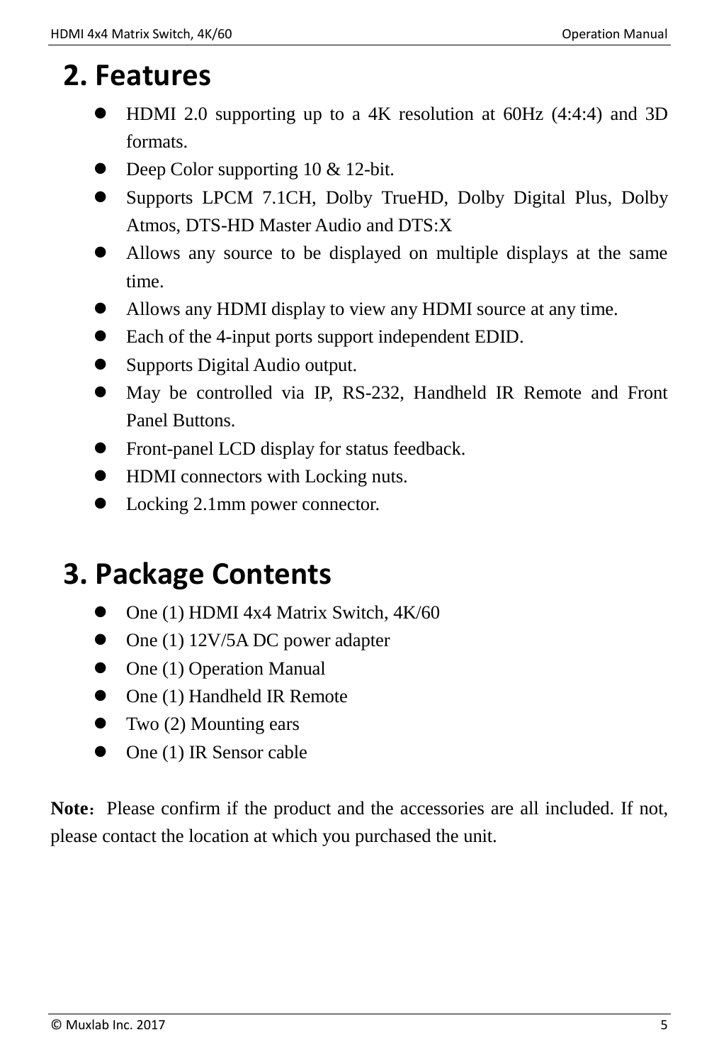## 2. Features

- HDMI 2.0 supporting up to a 4K resolution at 60Hz (4:4:4) and 3D formats.
- Deep Color supporting 10 & 12-bit.
- Supports LPCM 7.1CH, Dolby TrueHD, Dolby Digital Plus, Dolby Atmos, DTS-HD Master Audio and DTS:X
- Allows any source to be displayed on multiple displays at the same time.
- Allows any HDMI display to view any HDMI source at any time.
- Each of the 4-input ports support independent EDID.
- Supports Digital Audio output.
- May be controlled via IP, RS-232, Handheld IR Remote and Front Panel Buttons.
- Front-panel LCD display for status feedback.
- HDMI connectors with Locking nuts.
- Locking 2.1mm power connector.

## 3. Package Contents

- One (1) HDMI 4x4 Matrix Switch, 4K/60
- One (1) 12V/5A DC power adapter
- One (1) Operation Manual
- One (1) Handheld IR Remote
- Two (2) Mounting ears
- One (1) IR Sensor cable

**Note**：Please confirm if the product and the accessories are all included. If not, please contact the location at which you purchased the unit.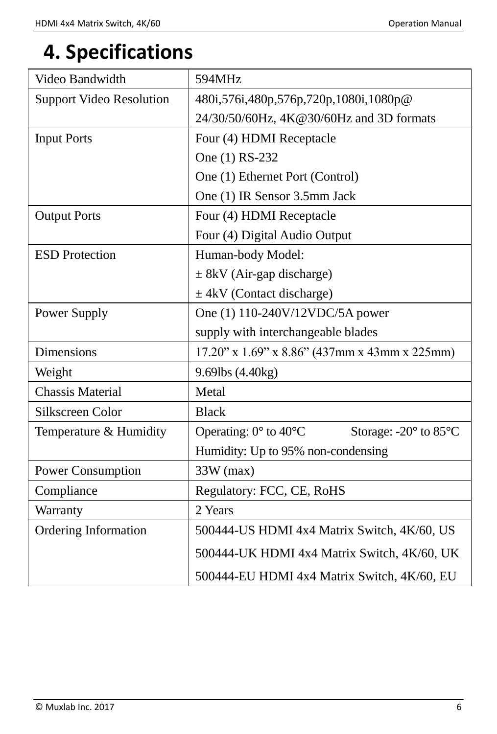# 4. Specifications

| Video Bandwidth | 594MHz |
|---|---|
| Support Video Resolution | 480i,576i,480p,576p,720p,1080i,1080p@ 24/30/50/60Hz, 4K@30/60Hz and 3D formats |
| Input Ports | Four (4) HDMI Receptacle<br>One (1) RS-232<br>One (1) Ethernet Port (Control)<br>One (1) IR Sensor 3.5mm Jack |
| Output Ports | Four (4) HDMI Receptacle<br>Four (4) Digital Audio Output |
| ESD Protection | Human-body Model:<br>± 8kV (Air-gap discharge)<br>± 4kV (Contact discharge) |
| Power Supply | One (1) 110-240V/12VDC/5A power supply with interchangeable blades |
| Dimensions | 17.20" x 1.69" x 8.86" (437mm x 43mm x 225mm) |
| Weight | 9.69lbs (4.40kg) |
| Chassis Material | Metal |
| Silkscreen Color | Black |
| Temperature & Humidity | Operating: 0° to 40°C Storage: -20° to 85°C<br>Humidity: Up to 95% non-condensing |
| Power Consumption | 33W (max) |
| Compliance | Regulatory: FCC, CE, RoHS |
| Warranty | 2 Years |
| Ordering Information | 500444-US HDMI 4x4 Matrix Switch, 4K/60, US<br>500444-UK HDMI 4x4 Matrix Switch, 4K/60, UK<br>500444-EU HDMI 4x4 Matrix Switch, 4K/60, EU |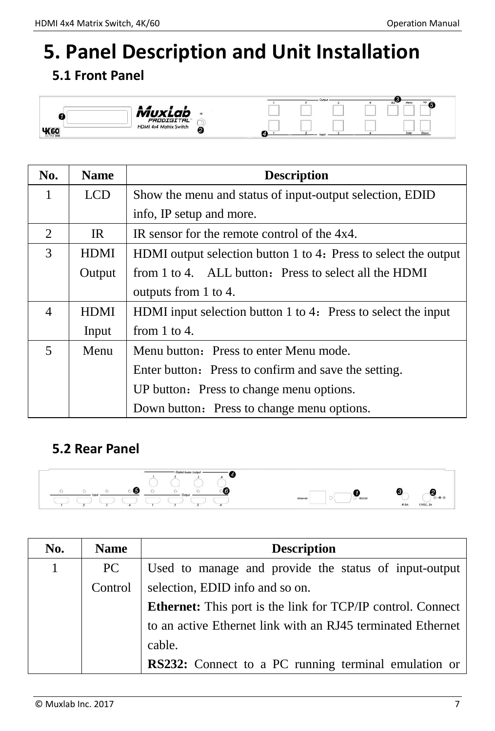# 5. Panel Description and Unit Installation

## 5.1 Front Panel

| No. | Name | Description |
| --- | --- | --- |
| 1 | LCD | Show the menu and status of input-output selection, EDID info, IP setup and more. |
| 2 | IR | IR sensor for the remote control of the 4x4. |
| 3 | HDMI Output | HDMI output selection button 1 to 4：Press to select the output from 1 to 4.　ALL button：Press to select all the HDMI outputs from 1 to 4. |
| 4 | HDMI Input | HDMI input selection button 1 to 4：Press to select the input from 1 to 4. |
| 5 | Menu | Menu button：Press to enter Menu mode.<br>Enter button：Press to confirm and save the setting.<br>UP button：Press to change menu options.<br>Down button：Press to change menu options. |

## 5.2 Rear Panel

| No. | Name | Description |
| --- | --- | --- |
| 1 | PC Control | Used to manage and provide the status of input-output selection, EDID info and so on.<br>**Ethernet:** This port is the link for TCP/IP control. Connect to an active Ethernet link with an RJ45 terminated Ethernet cable.<br>**RS232:** Connect to a PC running terminal emulation or |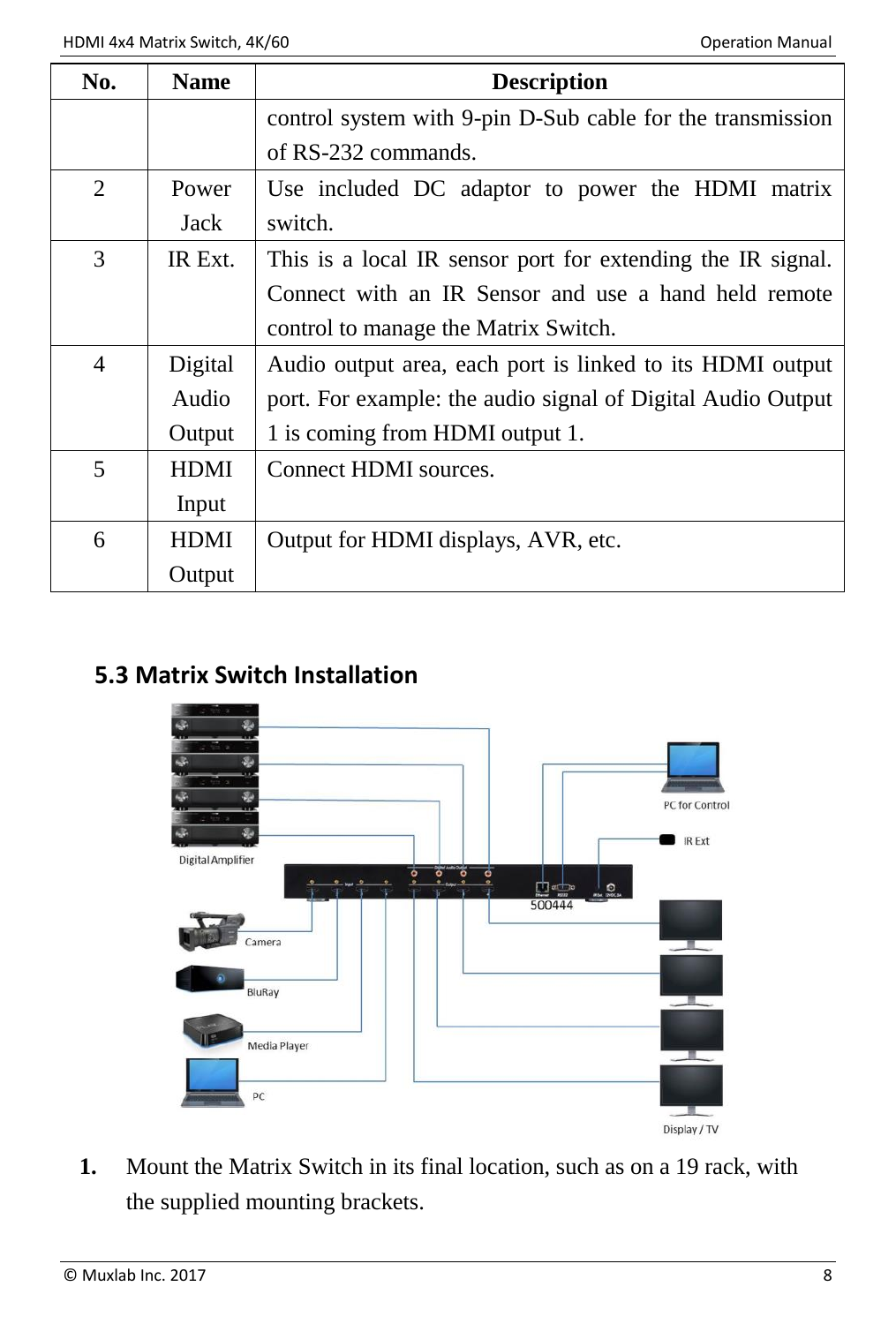| No. | Name | Description |
|---|---|---|
| | | control system with 9-pin D-Sub cable for the transmission of RS-232 commands. |
| 2 | Power Jack | Use included DC adaptor to power the HDMI matrix switch. |
| 3 | IR Ext. | This is a local IR sensor port for extending the IR signal. Connect with an IR Sensor and use a hand held remote control to manage the Matrix Switch. |
| 4 | Digital Audio Output | Audio output area, each port is linked to its HDMI output port. For example: the audio signal of Digital Audio Output 1 is coming from HDMI output 1. |
| 5 | HDMI Input | Connect HDMI sources. |
| 6 | HDMI Output | Output for HDMI displays, AVR, etc. |

### 5.3 Matrix Switch Installation

1. Mount the Matrix Switch in its final location, such as on a 19 rack, with the supplied mounting brackets.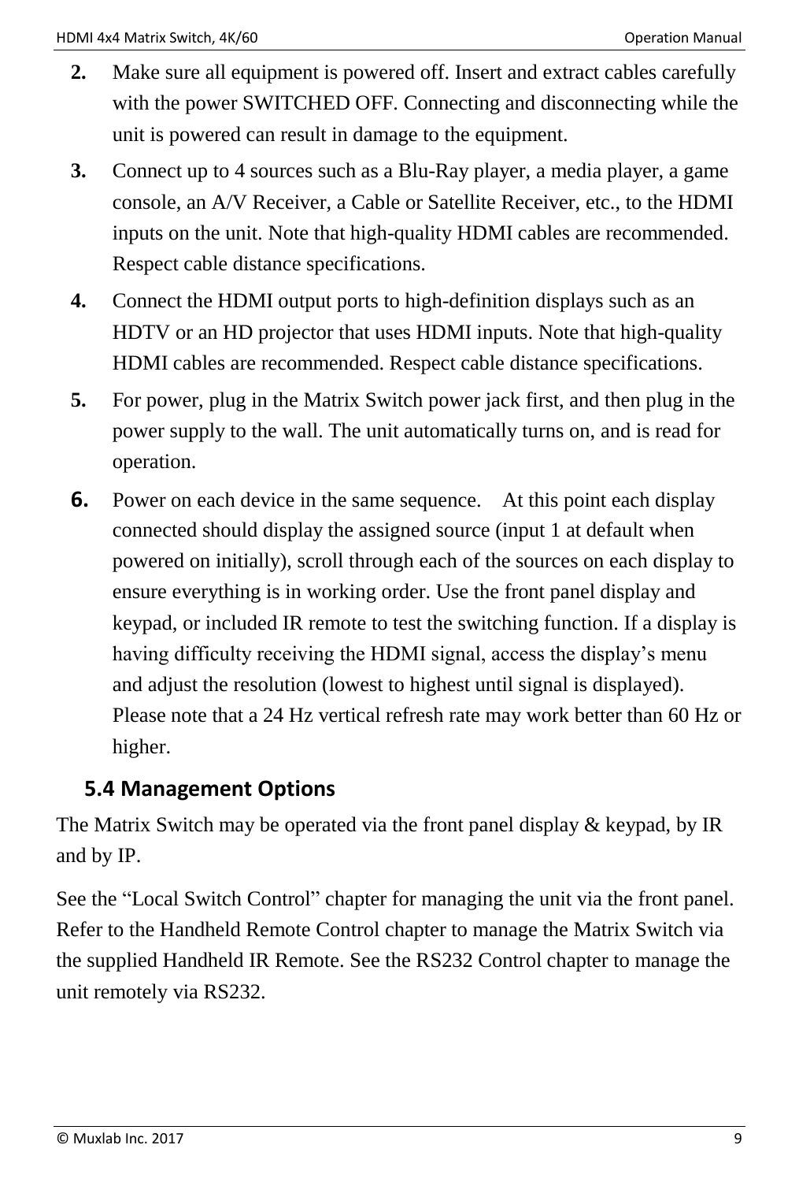2. Make sure all equipment is powered off. Insert and extract cables carefully with the power SWITCHED OFF. Connecting and disconnecting while the unit is powered can result in damage to the equipment.
3. Connect up to 4 sources such as a Blu-Ray player, a media player, a game console, an A/V Receiver, a Cable or Satellite Receiver, etc., to the HDMI inputs on the unit. Note that high-quality HDMI cables are recommended. Respect cable distance specifications.
4. Connect the HDMI output ports to high-definition displays such as an HDTV or an HD projector that uses HDMI inputs. Note that high-quality HDMI cables are recommended. Respect cable distance specifications.
5. For power, plug in the Matrix Switch power jack first, and then plug in the power supply to the wall. The unit automatically turns on, and is read for operation.
6. Power on each device in the same sequence. At this point each display connected should display the assigned source (input 1 at default when powered on initially), scroll through each of the sources on each display to ensure everything is in working order. Use the front panel display and keypad, or included IR remote to test the switching function. If a display is having difficulty receiving the HDMI signal, access the display's menu and adjust the resolution (lowest to highest until signal is displayed). Please note that a 24 Hz vertical refresh rate may work better than 60 Hz or higher.

## 5.4 Management Options

The Matrix Switch may be operated via the front panel display & keypad, by IR and by IP.

See the "Local Switch Control" chapter for managing the unit via the front panel. Refer to the Handheld Remote Control chapter to manage the Matrix Switch via the supplied Handheld IR Remote. See the RS232 Control chapter to manage the unit remotely via RS232.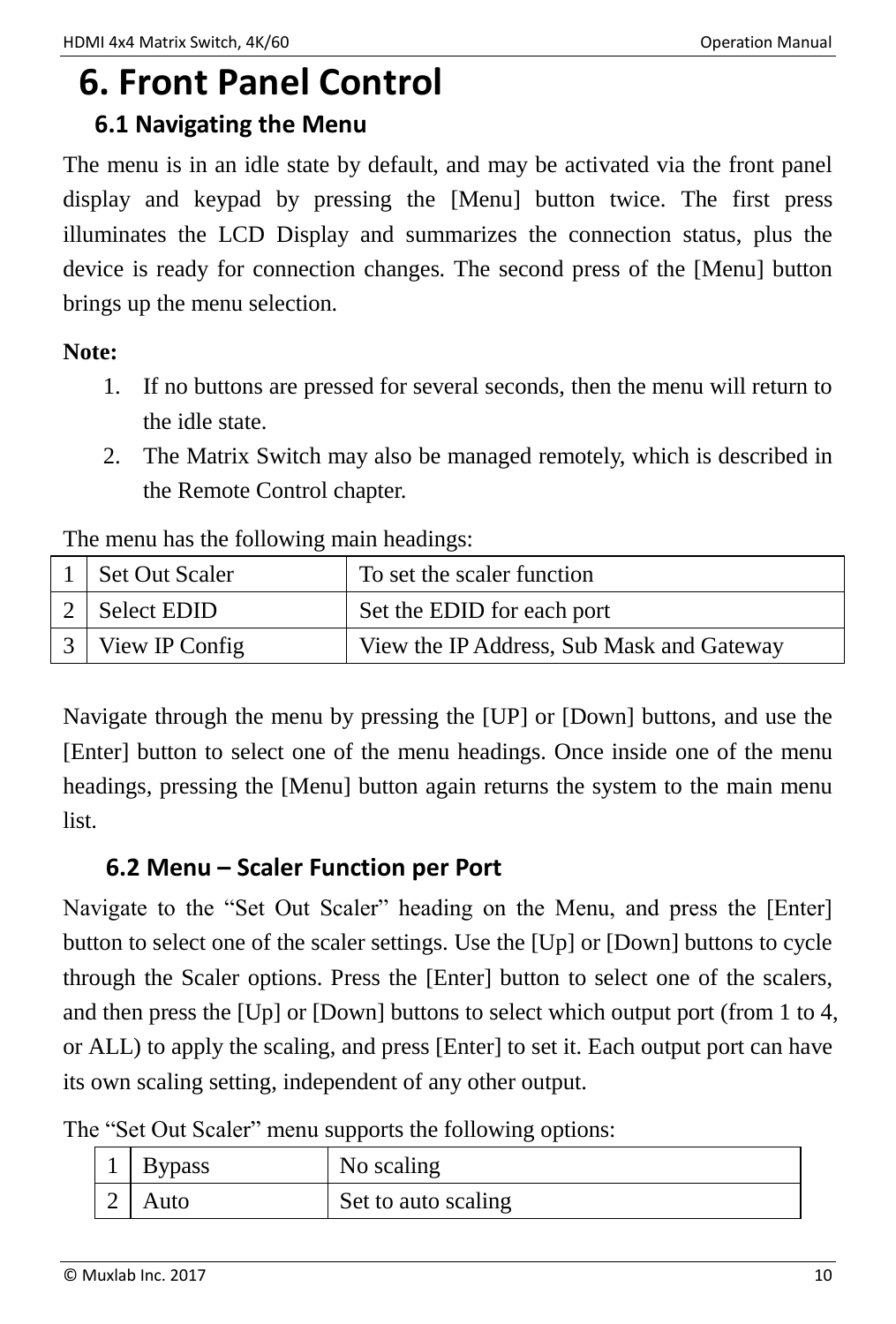# 6. Front Panel Control

## 6.1 Navigating the Menu

The menu is in an idle state by default, and may be activated via the front panel display and keypad by pressing the [Menu] button twice. The first press illuminates the LCD Display and summarizes the connection status, plus the device is ready for connection changes. The second press of the [Menu] button brings up the menu selection.

**Note:**

1. If no buttons are pressed for several seconds, then the menu will return to the idle state.
2. The Matrix Switch may also be managed remotely, which is described in the Remote Control chapter.

The menu has the following main headings:

| | | |
|---|---|---|
| 1 | Set Out Scaler | To set the scaler function |
| 2 | Select EDID | Set the EDID for each port |
| 3 | View IP Config | View the IP Address, Sub Mask and Gateway |

Navigate through the menu by pressing the [UP] or [Down] buttons, and use the [Enter] button to select one of the menu headings. Once inside one of the menu headings, pressing the [Menu] button again returns the system to the main menu list.

## 6.2 Menu – Scaler Function per Port

Navigate to the “Set Out Scaler” heading on the Menu, and press the [Enter] button to select one of the scaler settings. Use the [Up] or [Down] buttons to cycle through the Scaler options. Press the [Enter] button to select one of the scalers, and then press the [Up] or [Down] buttons to select which output port (from 1 to 4, or ALL) to apply the scaling, and press [Enter] to set it. Each output port can have its own scaling setting, independent of any other output.

The “Set Out Scaler” menu supports the following options:

| | | |
|---|---|---|
| 1 | Bypass | No scaling |
| 2 | Auto | Set to auto scaling |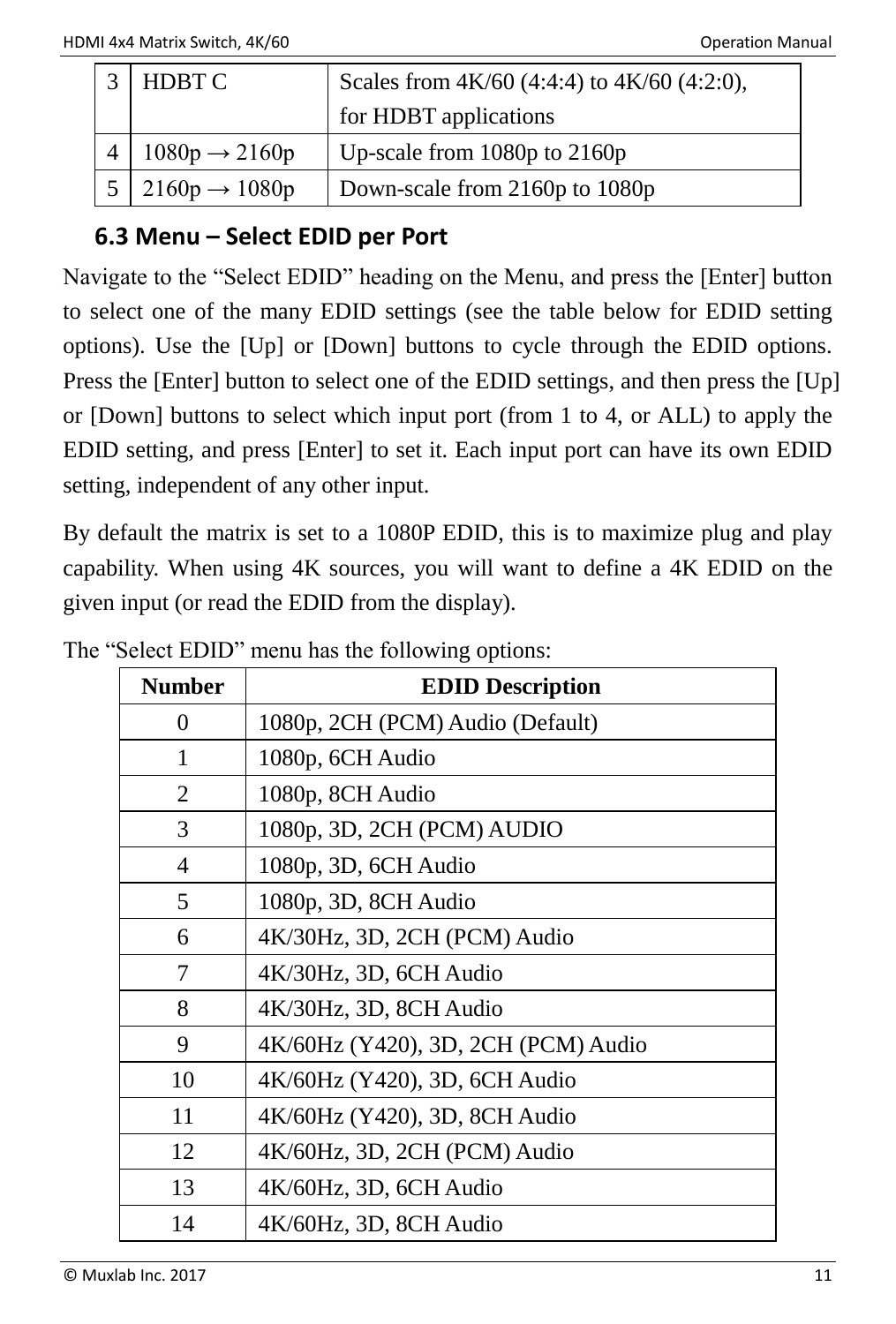| 3 | HDBT C | Scales from 4K/60 (4:4:4) to 4K/60 (4:2:0), for HDBT applications |
|---|---|---|
| 4 | 1080p → 2160p | Up-scale from 1080p to 2160p |
| 5 | 2160p → 1080p | Down-scale from 2160p to 1080p |

### 6.3 Menu – Select EDID per Port

Navigate to the "Select EDID" heading on the Menu, and press the [Enter] button to select one of the many EDID settings (see the table below for EDID setting options). Use the [Up] or [Down] buttons to cycle through the EDID options. Press the [Enter] button to select one of the EDID settings, and then press the [Up] or [Down] buttons to select which input port (from 1 to 4, or ALL) to apply the EDID setting, and press [Enter] to set it. Each input port can have its own EDID setting, independent of any other input.

By default the matrix is set to a 1080P EDID, this is to maximize plug and play capability. When using 4K sources, you will want to define a 4K EDID on the given input (or read the EDID from the display).

The "Select EDID" menu has the following options:

| Number | EDID Description |
|---|---|
| 0 | 1080p, 2CH (PCM) Audio (Default) |
| 1 | 1080p, 6CH Audio |
| 2 | 1080p, 8CH Audio |
| 3 | 1080p, 3D, 2CH (PCM) AUDIO |
| 4 | 1080p, 3D, 6CH Audio |
| 5 | 1080p, 3D, 8CH Audio |
| 6 | 4K/30Hz, 3D, 2CH (PCM) Audio |
| 7 | 4K/30Hz, 3D, 6CH Audio |
| 8 | 4K/30Hz, 3D, 8CH Audio |
| 9 | 4K/60Hz (Y420), 3D, 2CH (PCM) Audio |
| 10 | 4K/60Hz (Y420), 3D, 6CH Audio |
| 11 | 4K/60Hz (Y420), 3D, 8CH Audio |
| 12 | 4K/60Hz, 3D, 2CH (PCM) Audio |
| 13 | 4K/60Hz, 3D, 6CH Audio |
| 14 | 4K/60Hz, 3D, 8CH Audio |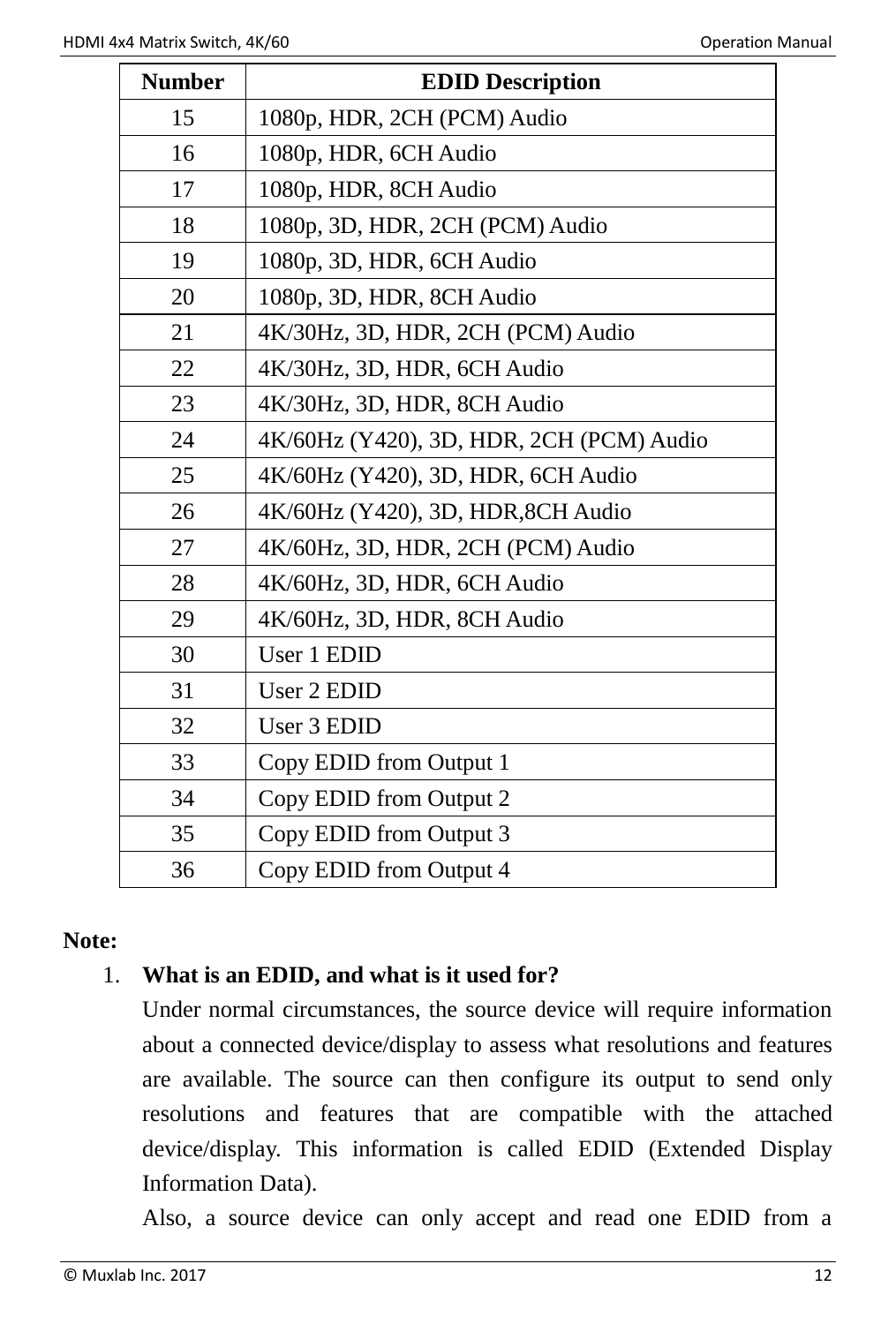| Number | EDID Description |
|---|---|
| 15 | 1080p, HDR, 2CH (PCM) Audio |
| 16 | 1080p, HDR, 6CH Audio |
| 17 | 1080p, HDR, 8CH Audio |
| 18 | 1080p, 3D, HDR, 2CH (PCM) Audio |
| 19 | 1080p, 3D, HDR, 6CH Audio |
| 20 | 1080p, 3D, HDR, 8CH Audio |
| 21 | 4K/30Hz, 3D, HDR, 2CH (PCM) Audio |
| 22 | 4K/30Hz, 3D, HDR, 6CH Audio |
| 23 | 4K/30Hz, 3D, HDR, 8CH Audio |
| 24 | 4K/60Hz (Y420), 3D, HDR, 2CH (PCM) Audio |
| 25 | 4K/60Hz (Y420), 3D, HDR, 6CH Audio |
| 26 | 4K/60Hz (Y420), 3D, HDR,8CH Audio |
| 27 | 4K/60Hz, 3D, HDR, 2CH (PCM) Audio |
| 28 | 4K/60Hz, 3D, HDR, 6CH Audio |
| 29 | 4K/60Hz, 3D, HDR, 8CH Audio |
| 30 | User 1 EDID |
| 31 | User 2 EDID |
| 32 | User 3 EDID |
| 33 | Copy EDID from Output 1 |
| 34 | Copy EDID from Output 2 |
| 35 | Copy EDID from Output 3 |
| 36 | Copy EDID from Output 4 |

**Note:**

1. **What is an EDID, and what is it used for?**

   Under normal circumstances, the source device will require information about a connected device/display to assess what resolutions and features are available. The source can then configure its output to send only resolutions and features that are compatible with the attached device/display. This information is called EDID (Extended Display Information Data).

   Also, a source device can only accept and read one EDID from a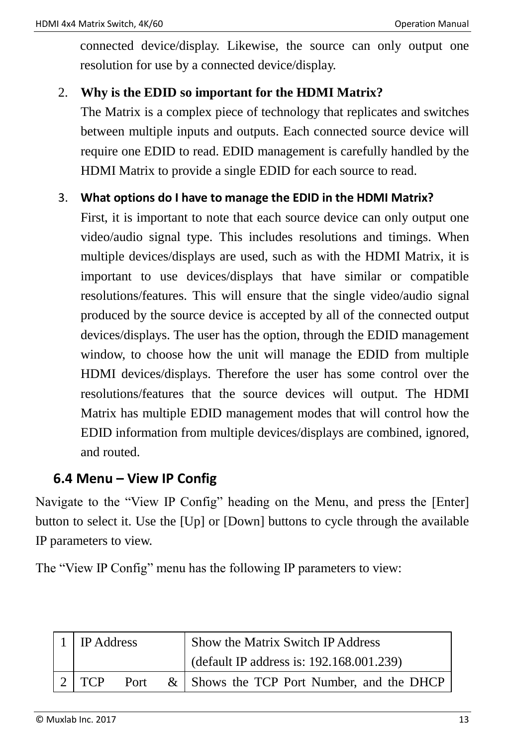connected device/display. Likewise, the source can only output one resolution for use by a connected device/display.

2. **Why is the EDID so important for the HDMI Matrix?**

   The Matrix is a complex piece of technology that replicates and switches between multiple inputs and outputs. Each connected source device will require one EDID to read. EDID management is carefully handled by the HDMI Matrix to provide a single EDID for each source to read.

3. **What options do I have to manage the EDID in the HDMI Matrix?**

   First, it is important to note that each source device can only output one video/audio signal type. This includes resolutions and timings. When multiple devices/displays are used, such as with the HDMI Matrix, it is important to use devices/displays that have similar or compatible resolutions/features. This will ensure that the single video/audio signal produced by the source device is accepted by all of the connected output devices/displays. The user has the option, through the EDID management window, to choose how the unit will manage the EDID from multiple HDMI devices/displays. Therefore the user has some control over the resolutions/features that the source devices will output. The HDMI Matrix has multiple EDID management modes that will control how the EDID information from multiple devices/displays are combined, ignored, and routed.

## 6.4 Menu – View IP Config

Navigate to the "View IP Config" heading on the Menu, and press the [Enter] button to select it. Use the [Up] or [Down] buttons to cycle through the available IP parameters to view.

The "View IP Config" menu has the following IP parameters to view:

| | | |
|---|---|---|
| 1 | IP Address | Show the Matrix Switch IP Address<br>(default IP address is: 192.168.001.239) |
| 2 | TCP Port & | Shows the TCP Port Number, and the DHCP |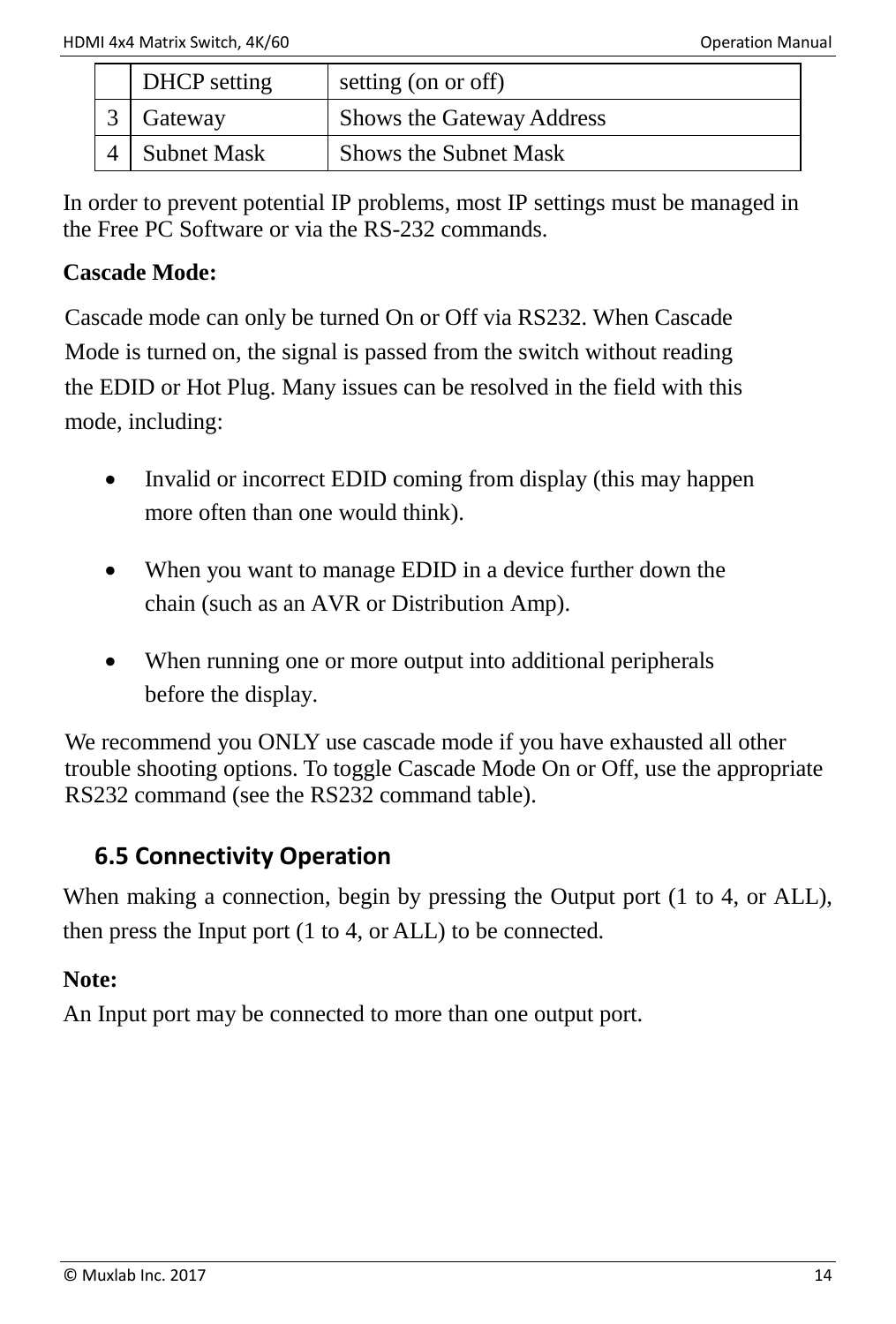|   | DHCP setting | setting (on or off) |
|---|---|---|
| 3 | Gateway | Shows the Gateway Address |
| 4 | Subnet Mask | Shows the Subnet Mask |

In order to prevent potential IP problems, most IP settings must be managed in the Free PC Software or via the RS-232 commands.

**Cascade Mode:**

Cascade mode can only be turned On or Off via RS232. When Cascade Mode is turned on, the signal is passed from the switch without reading the EDID or Hot Plug. Many issues can be resolved in the field with this mode, including:

- Invalid or incorrect EDID coming from display (this may happen more often than one would think).
- When you want to manage EDID in a device further down the chain (such as an AVR or Distribution Amp).
- When running one or more output into additional peripherals before the display.

We recommend you ONLY use cascade mode if you have exhausted all other trouble shooting options. To toggle Cascade Mode On or Off, use the appropriate RS232 command (see the RS232 command table).

## 6.5 Connectivity Operation

When making a connection, begin by pressing the Output port (1 to 4, or ALL), then press the Input port (1 to 4, or ALL) to be connected.

**Note:**

An Input port may be connected to more than one output port.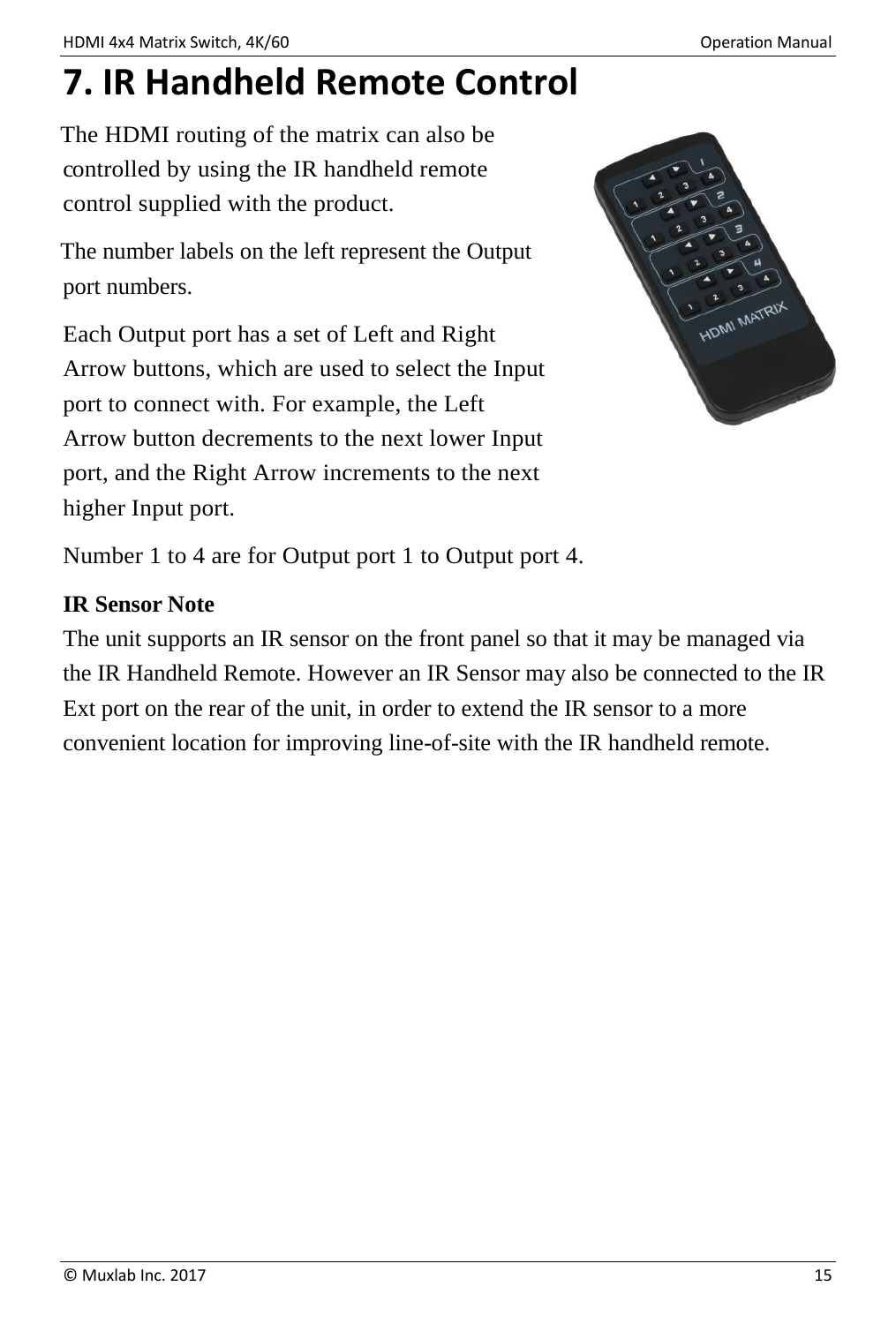# 7. IR Handheld Remote Control

The HDMI routing of the matrix can also be controlled by using the IR handheld remote control supplied with the product.

The number labels on the left represent the Output port numbers.

Each Output port has a set of Left and Right Arrow buttons, which are used to select the Input port to connect with. For example, the Left Arrow button decrements to the next lower Input port, and the Right Arrow increments to the next higher Input port.

Number 1 to 4 are for Output port 1 to Output port 4.

**IR Sensor Note**

The unit supports an IR sensor on the front panel so that it may be managed via the IR Handheld Remote. However an IR Sensor may also be connected to the IR Ext port on the rear of the unit, in order to extend the IR sensor to a more convenient location for improving line-of-site with the IR handheld remote.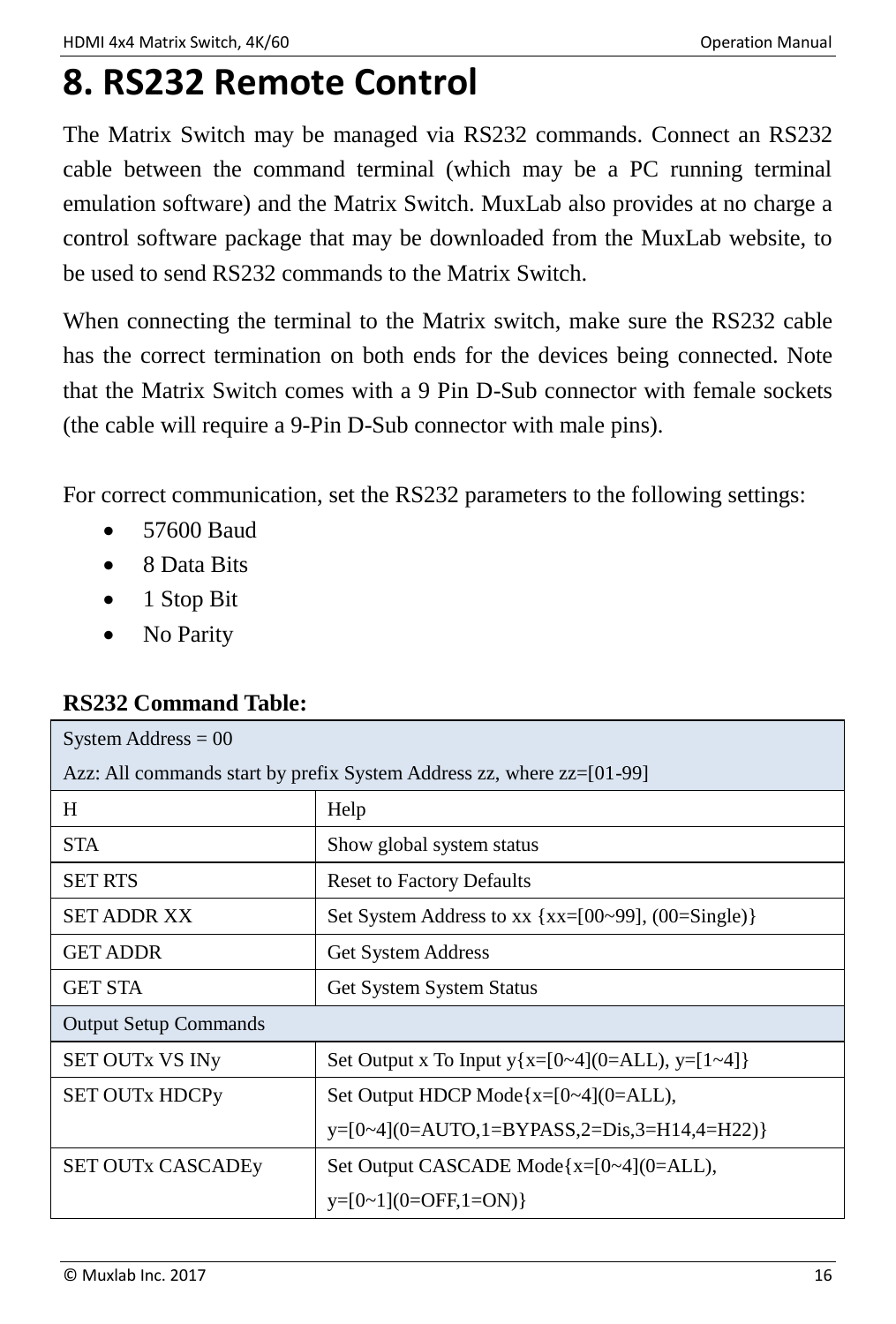# 8. RS232 Remote Control

The Matrix Switch may be managed via RS232 commands. Connect an RS232 cable between the command terminal (which may be a PC running terminal emulation software) and the Matrix Switch. MuxLab also provides at no charge a control software package that may be downloaded from the MuxLab website, to be used to send RS232 commands to the Matrix Switch.

When connecting the terminal to the Matrix switch, make sure the RS232 cable has the correct termination on both ends for the devices being connected. Note that the Matrix Switch comes with a 9 Pin D-Sub connector with female sockets (the cable will require a 9-Pin D-Sub connector with male pins).

For correct communication, set the RS232 parameters to the following settings:

- 57600 Baud
- 8 Data Bits
- 1 Stop Bit
- No Parity

**RS232 Command Table:**

| System Address = 00<br>Azz: All commands start by prefix System Address zz, where zz=[01-99] | |
|---|---|
| H | Help |
| STA | Show global system status |
| SET RTS | Reset to Factory Defaults |
| SET ADDR XX | Set System Address to xx {xx=[00~99], (00=Single)} |
| GET ADDR | Get System Address |
| GET STA | Get System System Status |
| Output Setup Commands | |
| SET OUTx VS INy | Set Output x To Input y{x=[0~4](0=ALL), y=[1~4]} |
| SET OUTx HDCPy | Set Output HDCP Mode{x=[0~4](0=ALL), y=[0~4](0=AUTO,1=BYPASS,2=Dis,3=H14,4=H22)} |
| SET OUTx CASCADEy | Set Output CASCADE Mode{x=[0~4](0=ALL), y=[0~1](0=OFF,1=ON)} |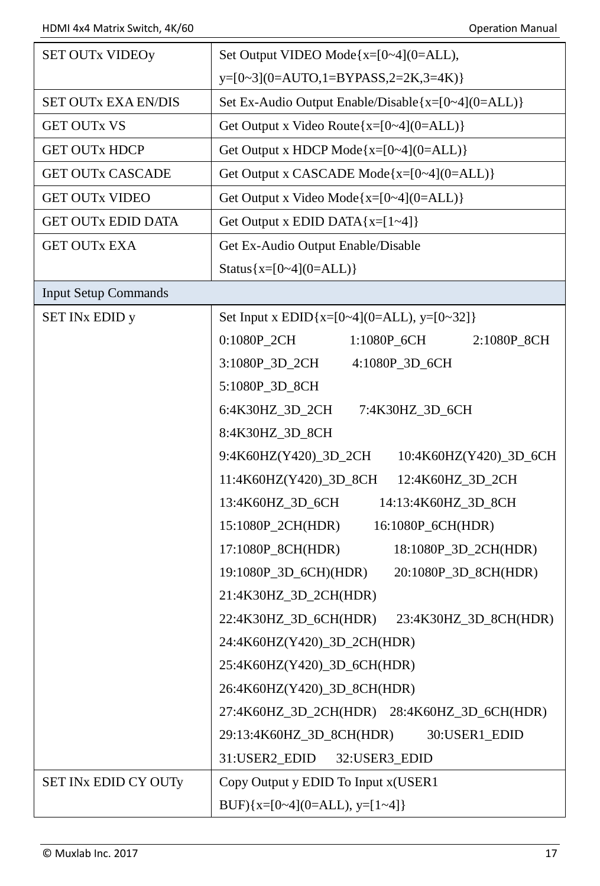| SET OUTx VIDEOy | Set Output VIDEO Mode{x=[0~4](0=ALL), y=[0~3](0=AUTO,1=BYPASS,2=2K,3=4K)} |
|---|---|
| SET OUTx EXA EN/DIS | Set Ex-Audio Output Enable/Disable{x=[0~4](0=ALL)} |
| GET OUTx VS | Get Output x Video Route{x=[0~4](0=ALL)} |
| GET OUTx HDCP | Get Output x HDCP Mode{x=[0~4](0=ALL)} |
| GET OUTx CASCADE | Get Output x CASCADE Mode{x=[0~4](0=ALL)} |
| GET OUTx VIDEO | Get Output x Video Mode{x=[0~4](0=ALL)} |
| GET OUTx EDID DATA | Get Output x EDID DATA{x=[1~4]} |
| GET OUTx EXA | Get Ex-Audio Output Enable/Disable Status{x=[0~4](0=ALL)} |
| Input Setup Commands | |
| SET INx EDID y | Set Input x EDID{x=[0~4](0=ALL), y=[0~32]}<br>0:1080P_2CH 1:1080P_6CH 2:1080P_8CH<br>3:1080P_3D_2CH 4:1080P_3D_6CH<br>5:1080P_3D_8CH<br>6:4K30HZ_3D_2CH 7:4K30HZ_3D_6CH<br>8:4K30HZ_3D_8CH<br>9:4K60HZ(Y420)_3D_2CH 10:4K60HZ(Y420)_3D_6CH<br>11:4K60HZ(Y420)_3D_8CH 12:4K60HZ_3D_2CH<br>13:4K60HZ_3D_6CH 14:13:4K60HZ_3D_8CH<br>15:1080P_2CH(HDR) 16:1080P_6CH(HDR)<br>17:1080P_8CH(HDR) 18:1080P_3D_2CH(HDR)<br>19:1080P_3D_6CH)(HDR) 20:1080P_3D_8CH(HDR)<br>21:4K30HZ_3D_2CH(HDR)<br>22:4K30HZ_3D_6CH(HDR) 23:4K30HZ_3D_8CH(HDR)<br>24:4K60HZ(Y420)_3D_2CH(HDR)<br>25:4K60HZ(Y420)_3D_6CH(HDR)<br>26:4K60HZ(Y420)_3D_8CH(HDR)<br>27:4K60HZ_3D_2CH(HDR) 28:4K60HZ_3D_6CH(HDR)<br>29:13:4K60HZ_3D_8CH(HDR) 30:USER1_EDID<br>31:USER2_EDID 32:USER3_EDID |
| SET INx EDID CY OUTy | Copy Output y EDID To Input x(USER1 BUF){x=[0~4](0=ALL), y=[1~4]} |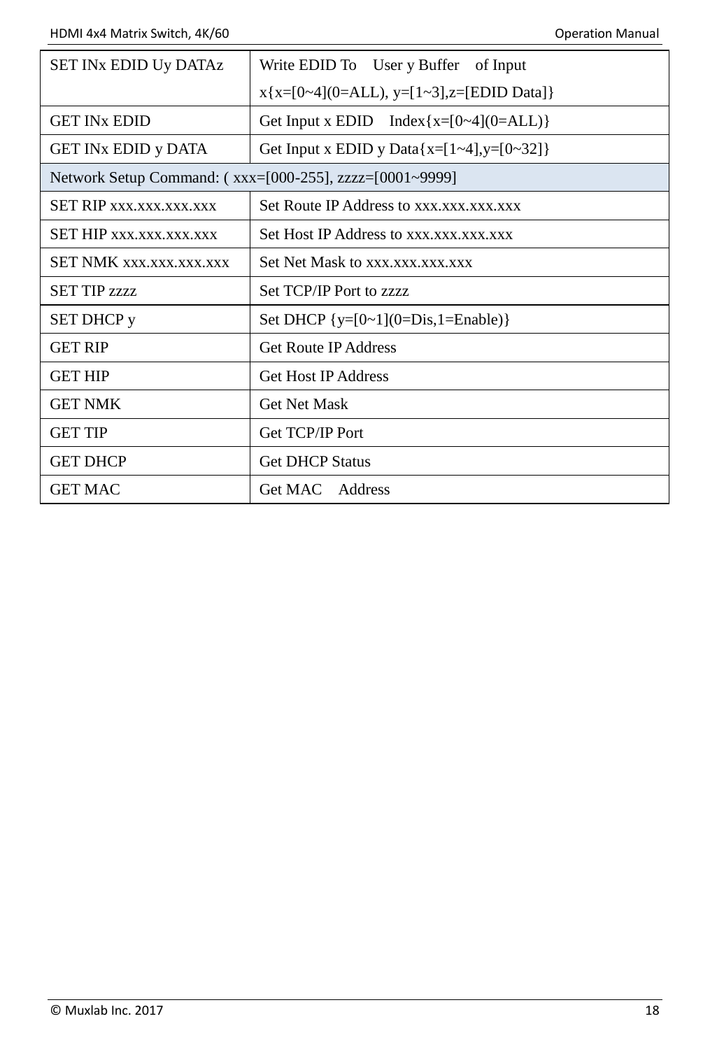| SET INx EDID Uy DATAz | Write EDID To User y Buffer of Input x{x=[0~4](0=ALL), y=[1~3],z=[EDID Data]} |
|---|---|
| GET INx EDID | Get Input x EDID Index{x=[0~4](0=ALL)} |
| GET INx EDID y DATA | Get Input x EDID y Data{x=[1~4],y=[0~32]} |
| Network Setup Command: ( xxx=[000-255], zzzz=[0001~9999] | |
| SET RIP xxx.xxx.xxx.xxx | Set Route IP Address to xxx.xxx.xxx.xxx |
| SET HIP xxx.xxx.xxx.xxx | Set Host IP Address to xxx.xxx.xxx.xxx |
| SET NMK xxx.xxx.xxx.xxx | Set Net Mask to xxx.xxx.xxx.xxx |
| SET TIP zzzz | Set TCP/IP Port to zzzz |
| SET DHCP y | Set DHCP {y=[0~1](0=Dis,1=Enable)} |
| GET RIP | Get Route IP Address |
| GET HIP | Get Host IP Address |
| GET NMK | Get Net Mask |
| GET TIP | Get TCP/IP Port |
| GET DHCP | Get DHCP Status |
| GET MAC | Get MAC Address |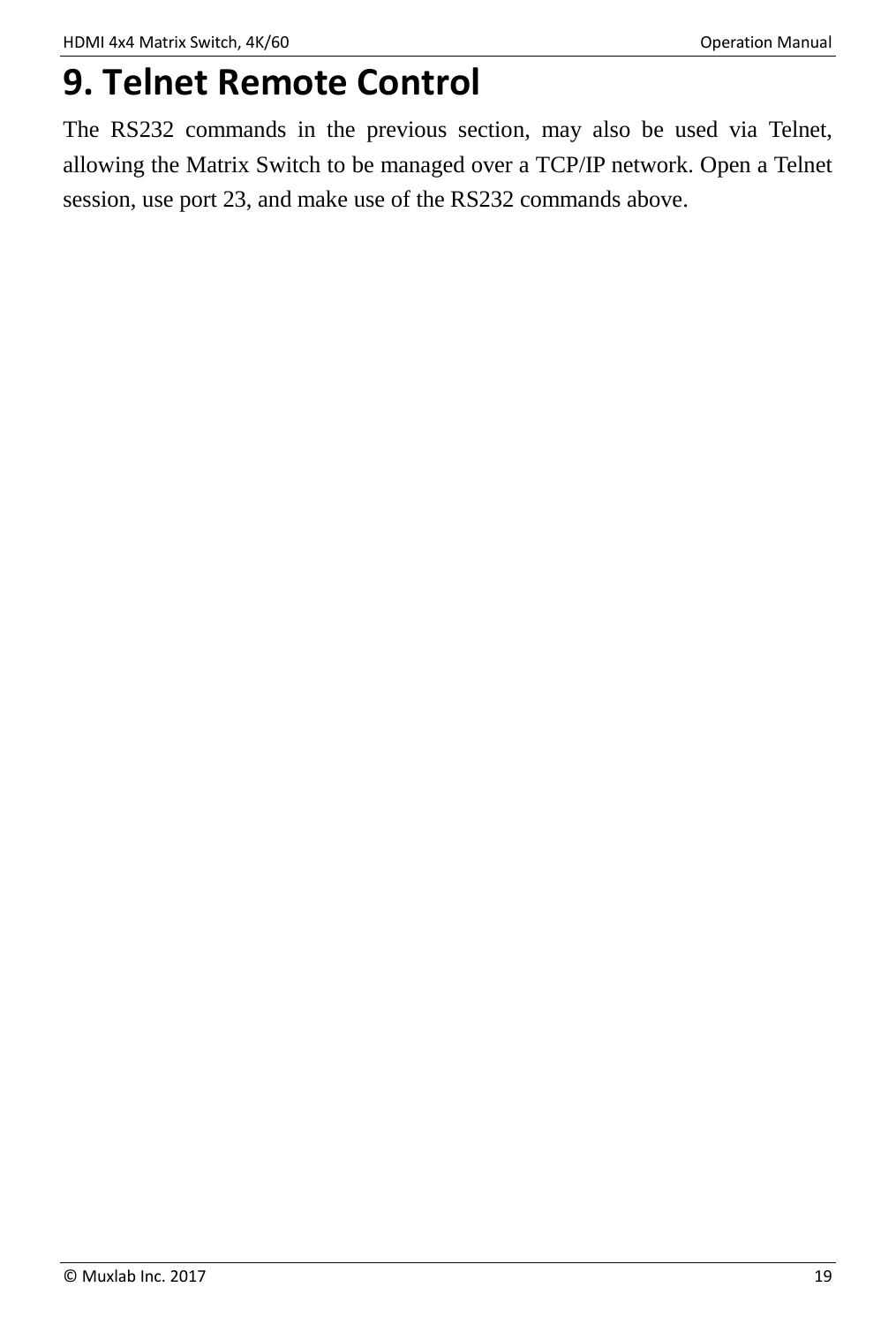# 9. Telnet Remote Control

The RS232 commands in the previous section, may also be used via Telnet, allowing the Matrix Switch to be managed over a TCP/IP network. Open a Telnet session, use port 23, and make use of the RS232 commands above.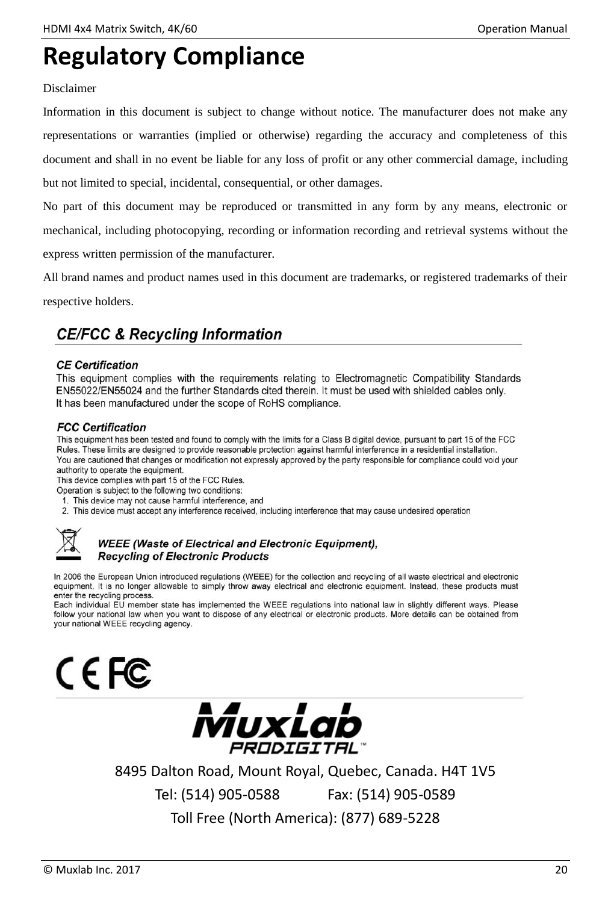# Regulatory Compliance

Disclaimer

Information in this document is subject to change without notice. The manufacturer does not make any representations or warranties (implied or otherwise) regarding the accuracy and completeness of this document and shall in no event be liable for any loss of profit or any other commercial damage, including but not limited to special, incidental, consequential, or other damages.

No part of this document may be reproduced or transmitted in any form by any means, electronic or mechanical, including photocopying, recording or information recording and retrieval systems without the express written permission of the manufacturer.

All brand names and product names used in this document are trademarks, or registered trademarks of their respective holders.

## CE/FCC & Recycling Information

### CE Certification

This equipment complies with the requirements relating to Electromagnetic Compatibility Standards EN55022/EN55024 and the further Standards cited therein. It must be used with shielded cables only. It has been manufactured under the scope of RoHS compliance.

### FCC Certification

This equipment has been tested and found to comply with the limits for a Class B digital device, pursuant to part 15 of the FCC Rules. These limits are designed to provide reasonable protection against harmful interference in a residential installation.

You are cautioned that changes or modification not expressly approved by the party responsible for compliance could void your authority to operate the equipment.

This device complies with part 15 of the FCC Rules.

Operation is subject to the following two conditions:

1. This device may not cause harmful interference, and
2. This device must accept any interference received, including interference that may cause undesired operation

### WEEE (Waste of Electrical and Electronic Equipment), Recycling of Electronic Products

In 2006 the European Union introduced regulations (WEEE) for the collection and recycling of all waste electrical and electronic equipment. It is no longer allowable to simply throw away electrical and electronic equipment. Instead, these products must enter the recycling process.

Each individual EU member state has implemented the WEEE regulations into national law in slightly different ways. Please follow your national law when you want to dispose of any electrical or electronic products. More details can be obtained from your national WEEE recycling agency.

CE FC

MuxLab PRODIGITAL™

8495 Dalton Road, Mount Royal, Quebec, Canada. H4T 1V5

Tel: (514) 905-0588 Fax: (514) 905-0589

Toll Free (North America): (877) 689-5228